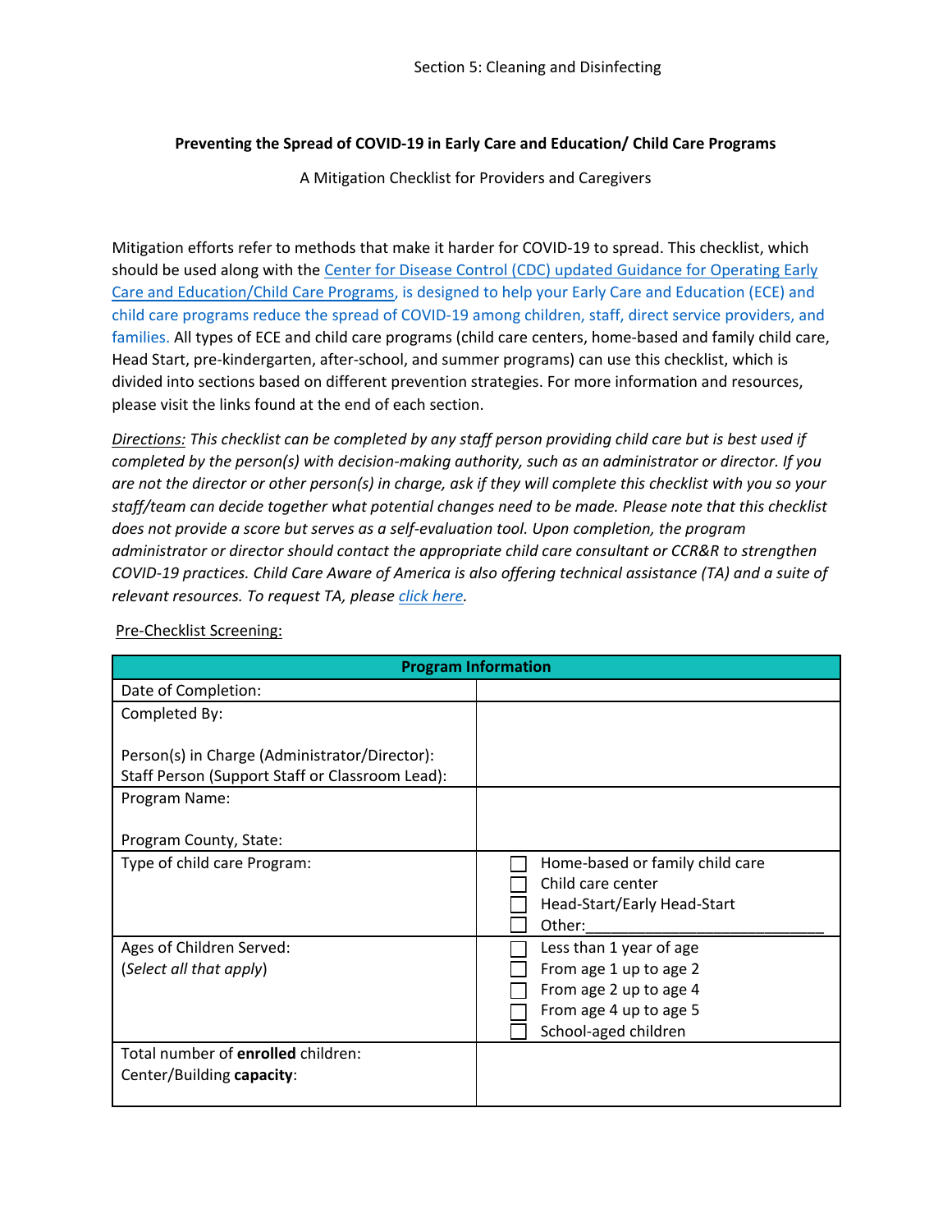Section 5: Cleaning and Disinfecting

**Preventing the Spread of COVID-19 in Early Care and Education/ Child Care Programs**

A Mitigation Checklist for Providers and Caregivers

Mitigation efforts refer to methods that make it harder for COVID-19 to spread. This checklist, which should be used along with the Center for Disease Control (CDC) updated Guidance for Operating Early Care and Education/Child Care Programs, is designed to help your Early Care and Education (ECE) and child care programs reduce the spread of COVID-19 among children, staff, direct service providers, and families. All types of ECE and child care programs (child care centers, home-based and family child care, Head Start, pre-kindergarten, after-school, and summer programs) can use this checklist, which is divided into sections based on different prevention strategies. For more information and resources, please visit the links found at the end of each section.

*Directions: This checklist can be completed by any staff person providing child care but is best used if completed by the person(s) with decision-making authority, such as an administrator or director. If you are not the director or other person(s) in charge, ask if they will complete this checklist with you so your staff/team can decide together what potential changes need to be made. Please note that this checklist does not provide a score but serves as a self-evaluation tool. Upon completion, the program administrator or director should contact the appropriate child care consultant or CCR&R to strengthen COVID-19 practices. Child Care Aware of America is also offering technical assistance (TA) and a suite of relevant resources. To request TA, please click here.*

Pre-Checklist Screening:

| **Program Information** | |
|---|---|
| Date of Completion: | |
| Completed By:<br><br>Person(s) in Charge (Administrator/Director):<br>Staff Person (Support Staff or Classroom Lead): | |
| Program Name:<br><br>Program County, State: | |
| Type of child care Program: | ☐ Home-based or family child care<br>☐ Child care center<br>☐ Head-Start/Early Head-Start<br>☐ Other:____________________ |
| Ages of Children Served:<br>(*Select all that apply*) | ☐ Less than 1 year of age<br>☐ From age 1 up to age 2<br>☐ From age 2 up to age 4<br>☐ From age 4 up to age 5<br>☐ School-aged children |
| Total number of **enrolled** children:<br>Center/Building **capacity**: | |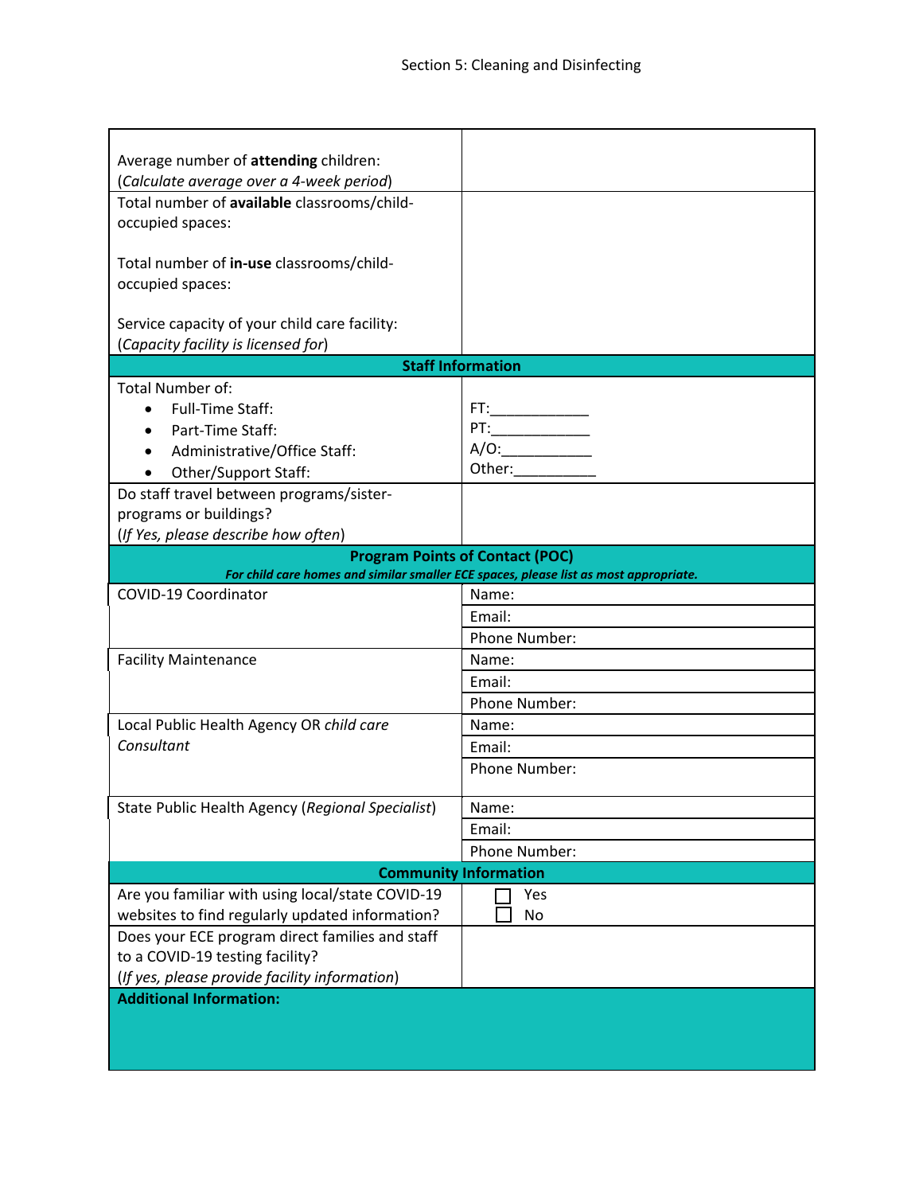| | |
|---|---|
| Average number of **attending** children: (*Calculate average over a 4-week period*) | |
| Total number of **available** classrooms/child-occupied spaces:<br><br>Total number of **in-use** classrooms/child-occupied spaces:<br><br>Service capacity of your child care facility: (*Capacity facility is licensed for*) | |
| **Staff Information** | |
| Total Number of:<br>• Full-Time Staff:<br>• Part-Time Staff:<br>• Administrative/Office Staff:<br>• Other/Support Staff: | FT:____________<br>PT:____________<br>A/O:___________<br>Other:__________ |
| Do staff travel between programs/sister-programs or buildings? (*If Yes, please describe how often*) | |
| **Program Points of Contact (POC)**<br>***For child care homes and similar smaller ECE spaces, please list as most appropriate.*** | |
| COVID-19 Coordinator | Name:<br>Email:<br>Phone Number: |
| Facility Maintenance | Name:<br>Email:<br>Phone Number: |
| Local Public Health Agency OR *child care Consultant* | Name:<br>Email:<br>Phone Number: |
| State Public Health Agency (*Regional Specialist*) | Name:<br>Email:<br>Phone Number: |
| **Community Information** | |
| Are you familiar with using local/state COVID-19 websites to find regularly updated information? | ☐ Yes<br>☐ No |
| Does your ECE program direct families and staff to a COVID-19 testing facility? (*If yes, please provide facility information*) | |
| **Additional Information:** | |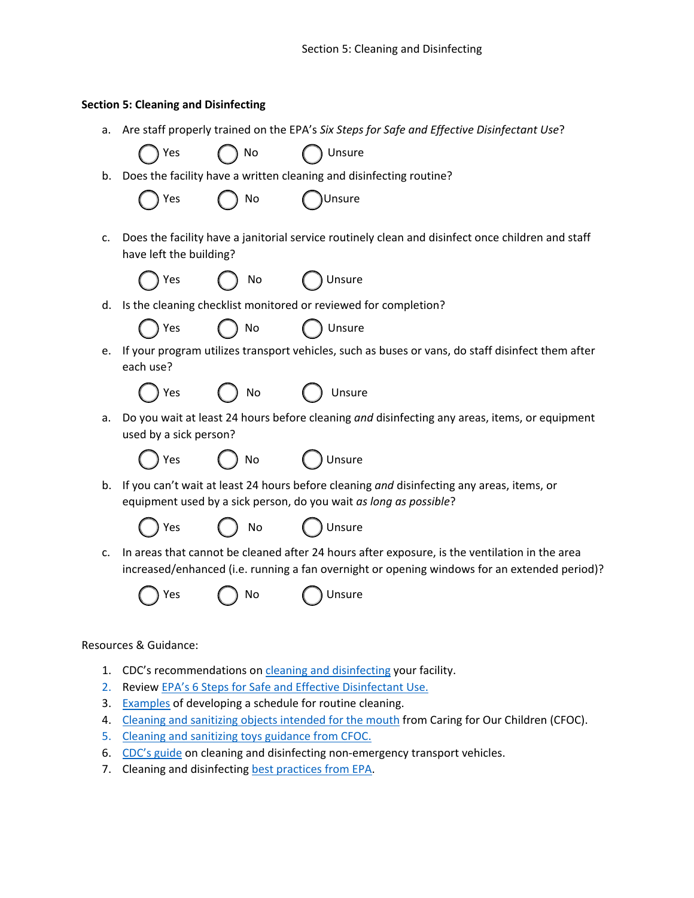## Section 5: Cleaning and Disinfecting

a. Are staff properly trained on the EPA's *Six Steps for Safe and Effective Disinfectant Use*?

◯ Yes ◯ No ◯ Unsure

b. Does the facility have a written cleaning and disinfecting routine?

◯ Yes ◯ No ◯ Unsure

c. Does the facility have a janitorial service routinely clean and disinfect once children and staff have left the building?

◯ Yes ◯ No ◯ Unsure

d. Is the cleaning checklist monitored or reviewed for completion?

◯ Yes ◯ No ◯ Unsure

e. If your program utilizes transport vehicles, such as buses or vans, do staff disinfect them after each use?

◯ Yes ◯ No ◯ Unsure

a. Do you wait at least 24 hours before cleaning *and* disinfecting any areas, items, or equipment used by a sick person?

◯ Yes ◯ No ◯ Unsure

b. If you can't wait at least 24 hours before cleaning *and* disinfecting any areas, items, or equipment used by a sick person, do you wait *as long as possible*?

◯ Yes ◯ No ◯ Unsure

c. In areas that cannot be cleaned after 24 hours after exposure, is the ventilation in the area increased/enhanced (i.e. running a fan overnight or opening windows for an extended period)?

◯ Yes ◯ No ◯ Unsure

Resources & Guidance:

1. CDC's recommendations on cleaning and disinfecting your facility.
2. Review EPA's 6 Steps for Safe and Effective Disinfectant Use.
3. Examples of developing a schedule for routine cleaning.
4. Cleaning and sanitizing objects intended for the mouth from Caring for Our Children (CFOC).
5. Cleaning and sanitizing toys guidance from CFOC.
6. CDC's guide on cleaning and disinfecting non-emergency transport vehicles.
7. Cleaning and disinfecting best practices from EPA.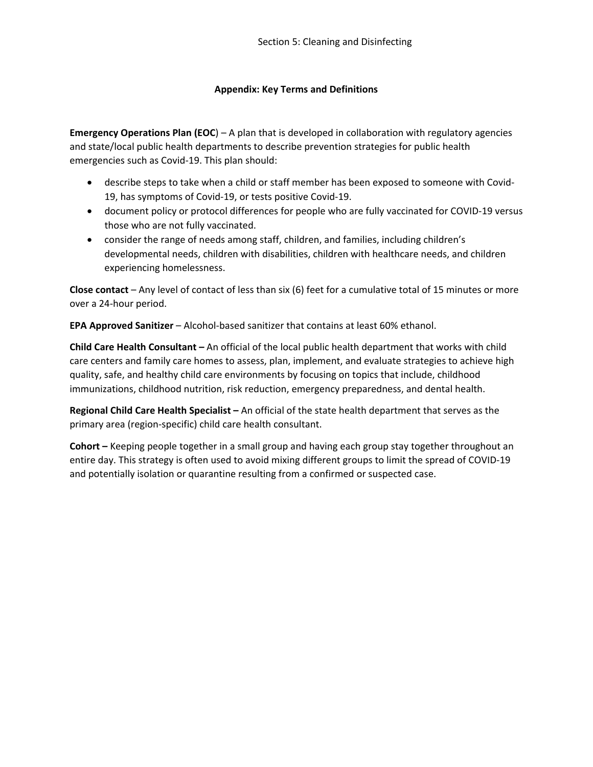## Appendix: Key Terms and Definitions

**Emergency Operations Plan (EOC**) – A plan that is developed in collaboration with regulatory agencies and state/local public health departments to describe prevention strategies for public health emergencies such as Covid-19. This plan should:

- describe steps to take when a child or staff member has been exposed to someone with Covid-19, has symptoms of Covid-19, or tests positive Covid-19.
- document policy or protocol differences for people who are fully vaccinated for COVID-19 versus those who are not fully vaccinated.
- consider the range of needs among staff, children, and families, including children's developmental needs, children with disabilities, children with healthcare needs, and children experiencing homelessness.

**Close contact** – Any level of contact of less than six (6) feet for a cumulative total of 15 minutes or more over a 24-hour period.

**EPA Approved Sanitizer** – Alcohol-based sanitizer that contains at least 60% ethanol.

**Child Care Health Consultant –** An official of the local public health department that works with child care centers and family care homes to assess, plan, implement, and evaluate strategies to achieve high quality, safe, and healthy child care environments by focusing on topics that include, childhood immunizations, childhood nutrition, risk reduction, emergency preparedness, and dental health.

**Regional Child Care Health Specialist –** An official of the state health department that serves as the primary area (region-specific) child care health consultant.

**Cohort –** Keeping people together in a small group and having each group stay together throughout an entire day. This strategy is often used to avoid mixing different groups to limit the spread of COVID-19 and potentially isolation or quarantine resulting from a confirmed or suspected case.